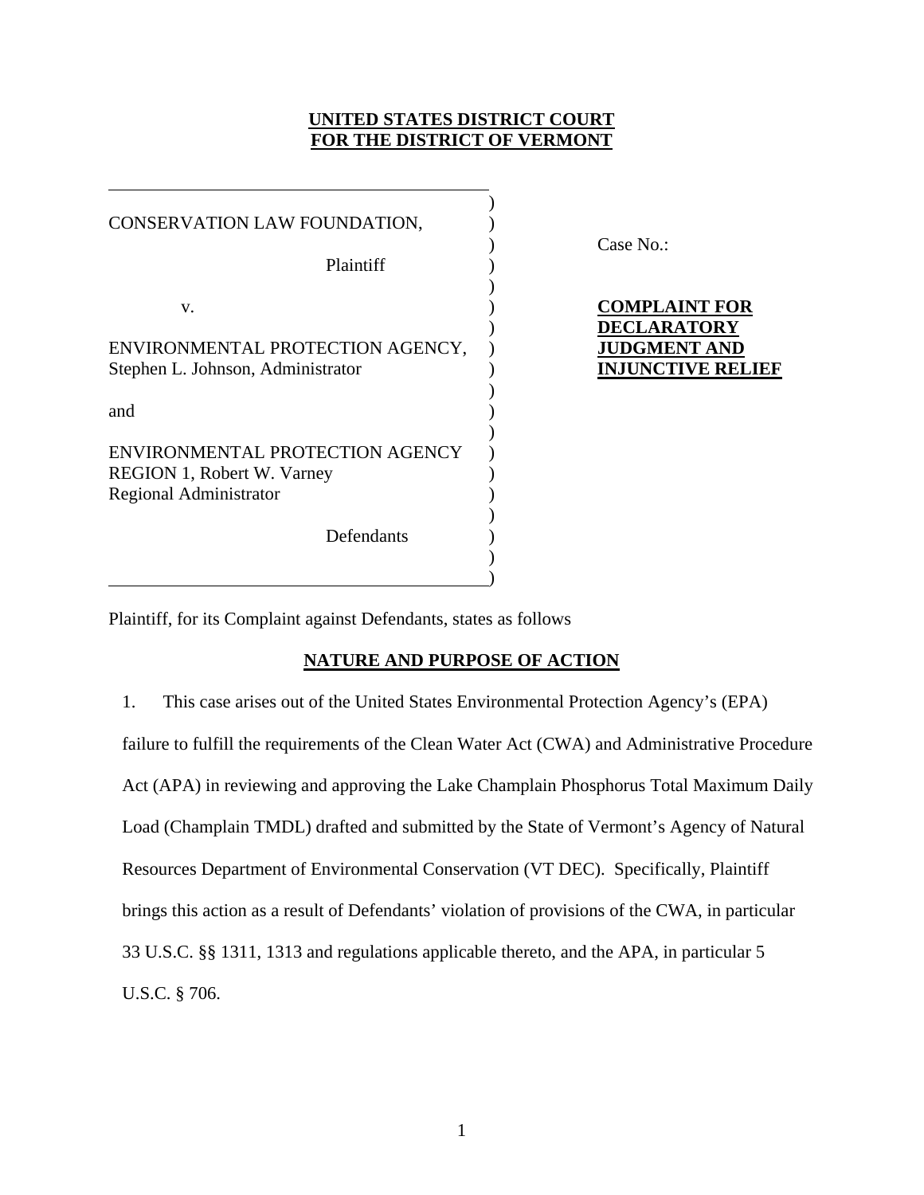**UNITED STATES DISTRICT COURT**
**FOR THE DISTRICT OF VERMONT**

| | |
|---|---|
| CONSERVATION LAW FOUNDATION,<br><br>Plaintiff<br><br>v.<br><br>ENVIRONMENTAL PROTECTION AGENCY,<br>Stephen L. Johnson, Administrator<br><br>and<br><br>ENVIRONMENTAL PROTECTION AGENCY<br>REGION 1, Robert W. Varney<br>Regional Administrator<br><br>Defendants | Case No.:<br><br>**COMPLAINT FOR DECLARATORY JUDGMENT AND INJUNCTIVE RELIEF** |

Plaintiff, for its Complaint against Defendants, states as follows

## NATURE AND PURPOSE OF ACTION

1. This case arises out of the United States Environmental Protection Agency's (EPA) failure to fulfill the requirements of the Clean Water Act (CWA) and Administrative Procedure Act (APA) in reviewing and approving the Lake Champlain Phosphorus Total Maximum Daily Load (Champlain TMDL) drafted and submitted by the State of Vermont's Agency of Natural Resources Department of Environmental Conservation (VT DEC). Specifically, Plaintiff brings this action as a result of Defendants' violation of provisions of the CWA, in particular 33 U.S.C. §§ 1311, 1313 and regulations applicable thereto, and the APA, in particular 5 U.S.C. § 706.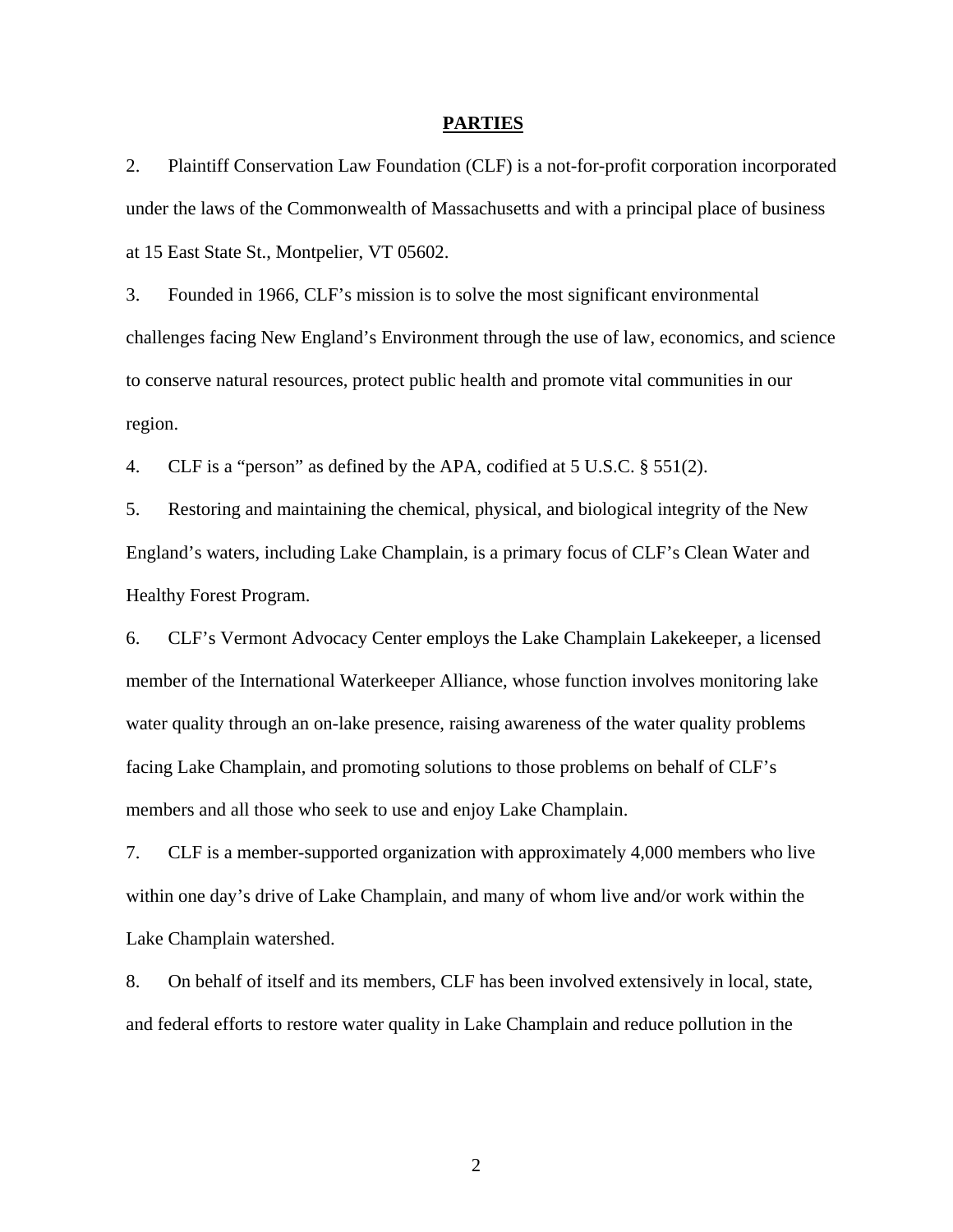## PARTIES

2. Plaintiff Conservation Law Foundation (CLF) is a not-for-profit corporation incorporated under the laws of the Commonwealth of Massachusetts and with a principal place of business at 15 East State St., Montpelier, VT 05602.

3. Founded in 1966, CLF's mission is to solve the most significant environmental challenges facing New England's Environment through the use of law, economics, and science to conserve natural resources, protect public health and promote vital communities in our region.

4. CLF is a "person" as defined by the APA, codified at 5 U.S.C. § 551(2).

5. Restoring and maintaining the chemical, physical, and biological integrity of the New England's waters, including Lake Champlain, is a primary focus of CLF's Clean Water and Healthy Forest Program.

6. CLF's Vermont Advocacy Center employs the Lake Champlain Lakekeeper, a licensed member of the International Waterkeeper Alliance, whose function involves monitoring lake water quality through an on-lake presence, raising awareness of the water quality problems facing Lake Champlain, and promoting solutions to those problems on behalf of CLF's members and all those who seek to use and enjoy Lake Champlain.

7. CLF is a member-supported organization with approximately 4,000 members who live within one day's drive of Lake Champlain, and many of whom live and/or work within the Lake Champlain watershed.

8. On behalf of itself and its members, CLF has been involved extensively in local, state, and federal efforts to restore water quality in Lake Champlain and reduce pollution in the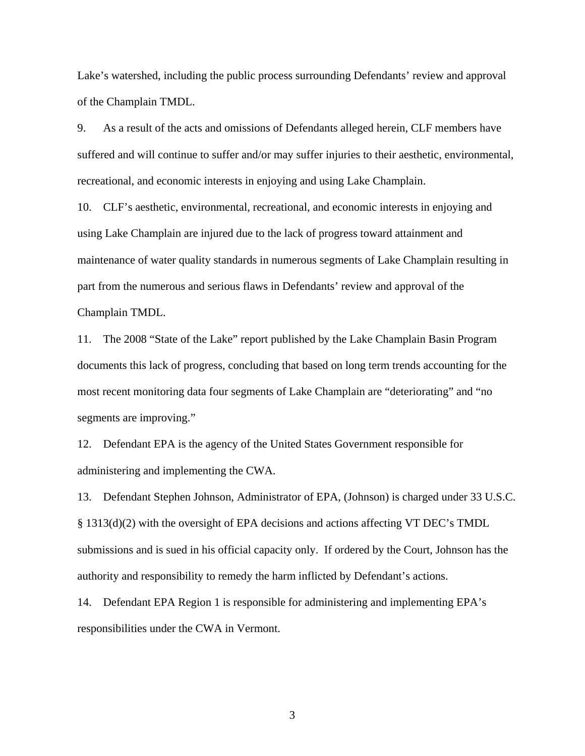Lake's watershed, including the public process surrounding Defendants' review and approval of the Champlain TMDL.

9. As a result of the acts and omissions of Defendants alleged herein, CLF members have suffered and will continue to suffer and/or may suffer injuries to their aesthetic, environmental, recreational, and economic interests in enjoying and using Lake Champlain.

10. CLF's aesthetic, environmental, recreational, and economic interests in enjoying and using Lake Champlain are injured due to the lack of progress toward attainment and maintenance of water quality standards in numerous segments of Lake Champlain resulting in part from the numerous and serious flaws in Defendants' review and approval of the Champlain TMDL.

11. The 2008 "State of the Lake" report published by the Lake Champlain Basin Program documents this lack of progress, concluding that based on long term trends accounting for the most recent monitoring data four segments of Lake Champlain are "deteriorating" and "no segments are improving."

12. Defendant EPA is the agency of the United States Government responsible for administering and implementing the CWA.

13. Defendant Stephen Johnson, Administrator of EPA, (Johnson) is charged under 33 U.S.C. § 1313(d)(2) with the oversight of EPA decisions and actions affecting VT DEC's TMDL submissions and is sued in his official capacity only. If ordered by the Court, Johnson has the authority and responsibility to remedy the harm inflicted by Defendant's actions.

14. Defendant EPA Region 1 is responsible for administering and implementing EPA's responsibilities under the CWA in Vermont.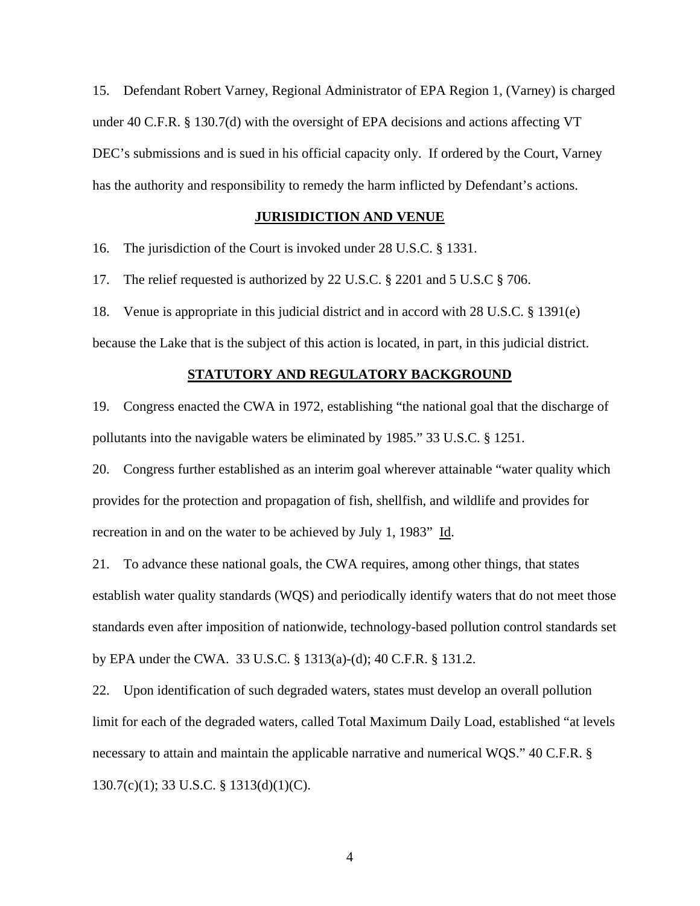15. Defendant Robert Varney, Regional Administrator of EPA Region 1, (Varney) is charged under 40 C.F.R. § 130.7(d) with the oversight of EPA decisions and actions affecting VT DEC's submissions and is sued in his official capacity only. If ordered by the Court, Varney has the authority and responsibility to remedy the harm inflicted by Defendant's actions.

## JURISIDICTION AND VENUE

16. The jurisdiction of the Court is invoked under 28 U.S.C. § 1331.

17. The relief requested is authorized by 22 U.S.C. § 2201 and 5 U.S.C § 706.

18. Venue is appropriate in this judicial district and in accord with 28 U.S.C. § 1391(e) because the Lake that is the subject of this action is located, in part, in this judicial district.

## STATUTORY AND REGULATORY BACKGROUND

19. Congress enacted the CWA in 1972, establishing "the national goal that the discharge of pollutants into the navigable waters be eliminated by 1985." 33 U.S.C. § 1251.

20. Congress further established as an interim goal wherever attainable "water quality which provides for the protection and propagation of fish, shellfish, and wildlife and provides for recreation in and on the water to be achieved by July 1, 1983" Id.

21. To advance these national goals, the CWA requires, among other things, that states establish water quality standards (WQS) and periodically identify waters that do not meet those standards even after imposition of nationwide, technology-based pollution control standards set by EPA under the CWA. 33 U.S.C. § 1313(a)-(d); 40 C.F.R. § 131.2.

22. Upon identification of such degraded waters, states must develop an overall pollution limit for each of the degraded waters, called Total Maximum Daily Load, established "at levels necessary to attain and maintain the applicable narrative and numerical WQS." 40 C.F.R. § 130.7(c)(1); 33 U.S.C. § 1313(d)(1)(C).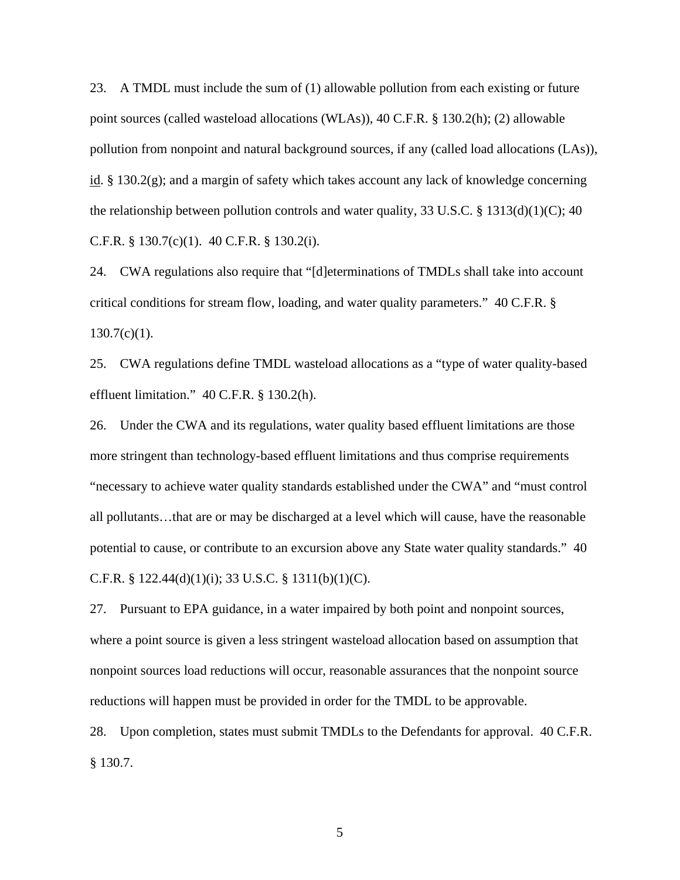23. A TMDL must include the sum of (1) allowable pollution from each existing or future point sources (called wasteload allocations (WLAs)), 40 C.F.R. § 130.2(h); (2) allowable pollution from nonpoint and natural background sources, if any (called load allocations (LAs)), id. § 130.2(g); and a margin of safety which takes account any lack of knowledge concerning the relationship between pollution controls and water quality, 33 U.S.C. § 1313(d)(1)(C); 40 C.F.R. § 130.7(c)(1). 40 C.F.R. § 130.2(i).

24. CWA regulations also require that "[d]eterminations of TMDLs shall take into account critical conditions for stream flow, loading, and water quality parameters." 40 C.F.R. § 130.7(c)(1).

25. CWA regulations define TMDL wasteload allocations as a "type of water quality-based effluent limitation." 40 C.F.R. § 130.2(h).

26. Under the CWA and its regulations, water quality based effluent limitations are those more stringent than technology-based effluent limitations and thus comprise requirements "necessary to achieve water quality standards established under the CWA" and "must control all pollutants…that are or may be discharged at a level which will cause, have the reasonable potential to cause, or contribute to an excursion above any State water quality standards." 40 C.F.R. § 122.44(d)(1)(i); 33 U.S.C. § 1311(b)(1)(C).

27. Pursuant to EPA guidance, in a water impaired by both point and nonpoint sources, where a point source is given a less stringent wasteload allocation based on assumption that nonpoint sources load reductions will occur, reasonable assurances that the nonpoint source reductions will happen must be provided in order for the TMDL to be approvable.

28. Upon completion, states must submit TMDLs to the Defendants for approval. 40 C.F.R. § 130.7.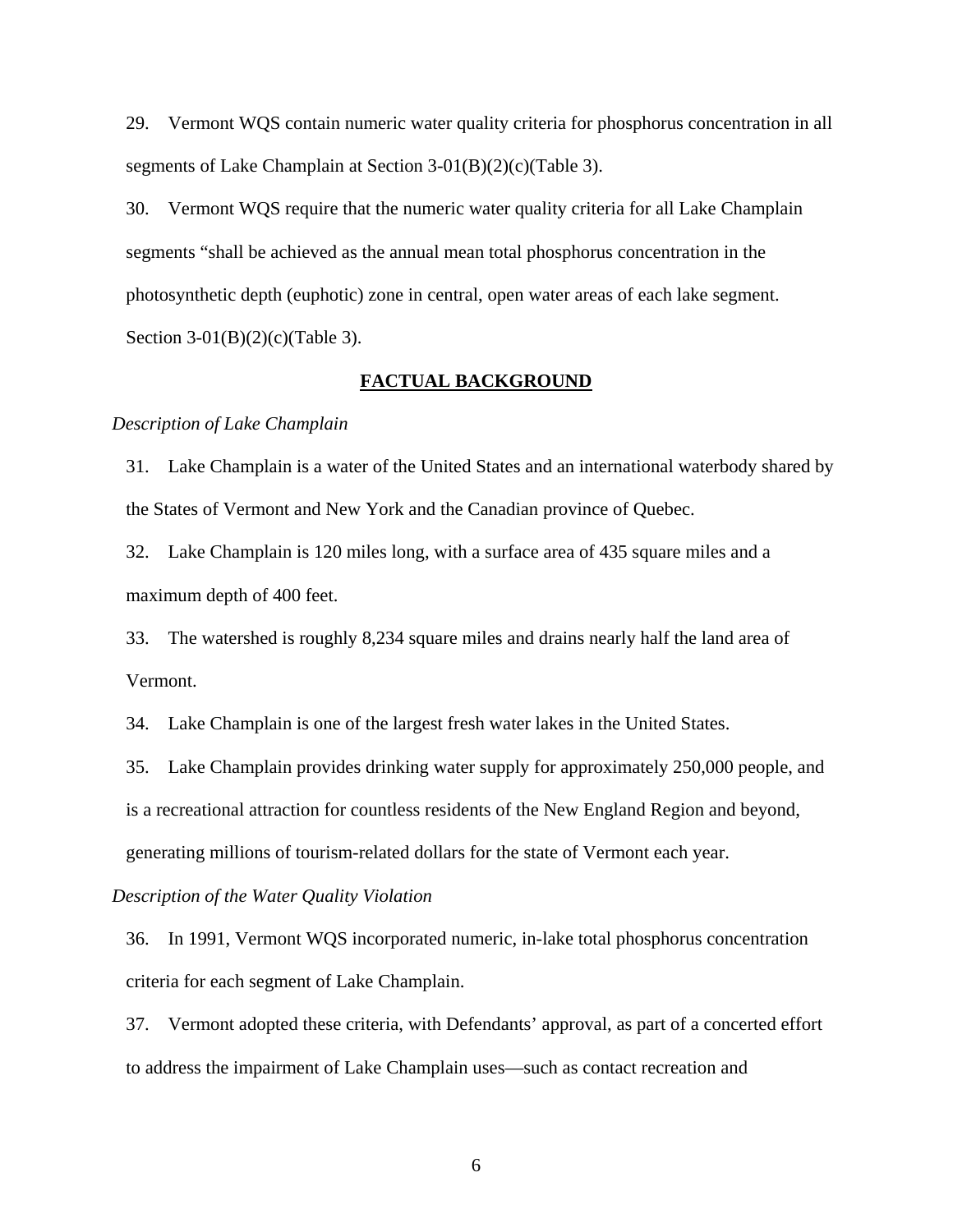29. Vermont WQS contain numeric water quality criteria for phosphorus concentration in all segments of Lake Champlain at Section 3-01(B)(2)(c)(Table 3).

30. Vermont WQS require that the numeric water quality criteria for all Lake Champlain segments "shall be achieved as the annual mean total phosphorus concentration in the photosynthetic depth (euphotic) zone in central, open water areas of each lake segment. Section 3-01(B)(2)(c)(Table 3).

## **FACTUAL BACKGROUND**

*Description of Lake Champlain*

31. Lake Champlain is a water of the United States and an international waterbody shared by the States of Vermont and New York and the Canadian province of Quebec.

32. Lake Champlain is 120 miles long, with a surface area of 435 square miles and a maximum depth of 400 feet.

33. The watershed is roughly 8,234 square miles and drains nearly half the land area of Vermont.

34. Lake Champlain is one of the largest fresh water lakes in the United States.

35. Lake Champlain provides drinking water supply for approximately 250,000 people, and is a recreational attraction for countless residents of the New England Region and beyond, generating millions of tourism-related dollars for the state of Vermont each year.

*Description of the Water Quality Violation*

36. In 1991, Vermont WQS incorporated numeric, in-lake total phosphorus concentration criteria for each segment of Lake Champlain.

37. Vermont adopted these criteria, with Defendants' approval, as part of a concerted effort to address the impairment of Lake Champlain uses—such as contact recreation and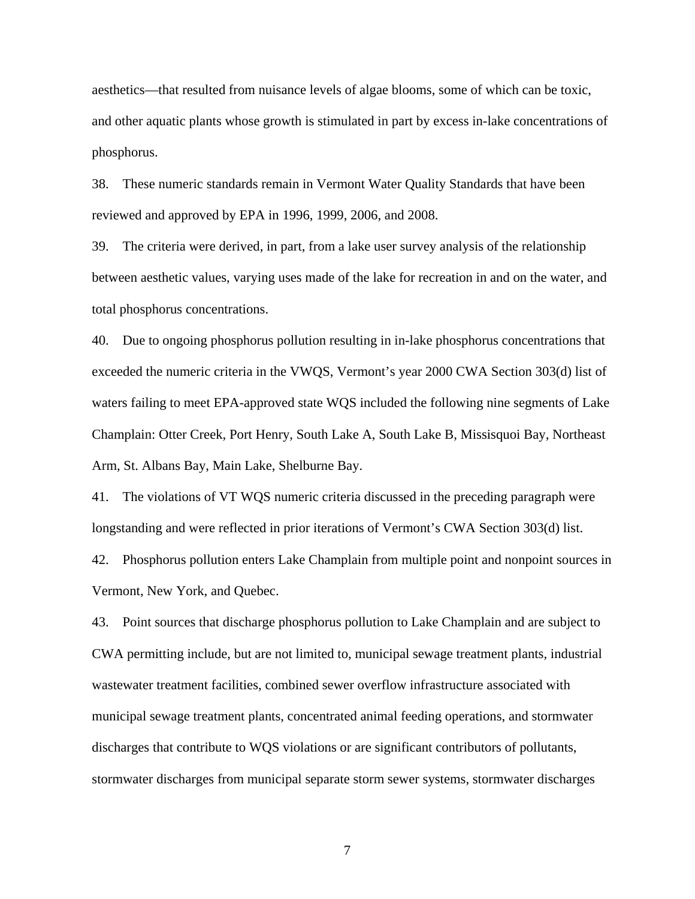aesthetics—that resulted from nuisance levels of algae blooms, some of which can be toxic, and other aquatic plants whose growth is stimulated in part by excess in-lake concentrations of phosphorus.

38. These numeric standards remain in Vermont Water Quality Standards that have been reviewed and approved by EPA in 1996, 1999, 2006, and 2008.

39. The criteria were derived, in part, from a lake user survey analysis of the relationship between aesthetic values, varying uses made of the lake for recreation in and on the water, and total phosphorus concentrations.

40. Due to ongoing phosphorus pollution resulting in in-lake phosphorus concentrations that exceeded the numeric criteria in the VWQS, Vermont's year 2000 CWA Section 303(d) list of waters failing to meet EPA-approved state WQS included the following nine segments of Lake Champlain: Otter Creek, Port Henry, South Lake A, South Lake B, Missisquoi Bay, Northeast Arm, St. Albans Bay, Main Lake, Shelburne Bay.

41. The violations of VT WQS numeric criteria discussed in the preceding paragraph were longstanding and were reflected in prior iterations of Vermont's CWA Section 303(d) list.

42. Phosphorus pollution enters Lake Champlain from multiple point and nonpoint sources in Vermont, New York, and Quebec.

43. Point sources that discharge phosphorus pollution to Lake Champlain and are subject to CWA permitting include, but are not limited to, municipal sewage treatment plants, industrial wastewater treatment facilities, combined sewer overflow infrastructure associated with municipal sewage treatment plants, concentrated animal feeding operations, and stormwater discharges that contribute to WQS violations or are significant contributors of pollutants, stormwater discharges from municipal separate storm sewer systems, stormwater discharges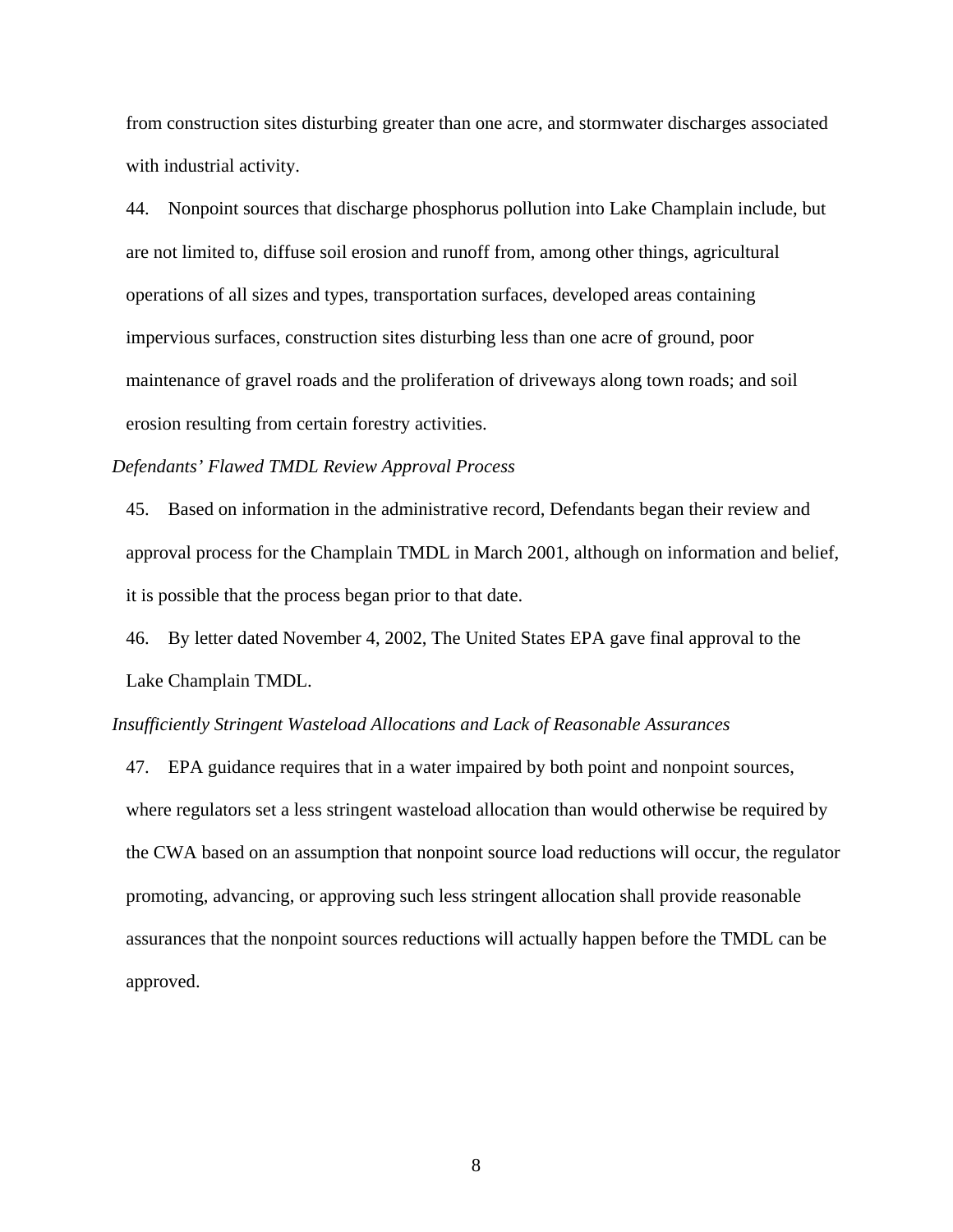from construction sites disturbing greater than one acre, and stormwater discharges associated with industrial activity.

44. Nonpoint sources that discharge phosphorus pollution into Lake Champlain include, but are not limited to, diffuse soil erosion and runoff from, among other things, agricultural operations of all sizes and types, transportation surfaces, developed areas containing impervious surfaces, construction sites disturbing less than one acre of ground, poor maintenance of gravel roads and the proliferation of driveways along town roads; and soil erosion resulting from certain forestry activities.

*Defendants' Flawed TMDL Review Approval Process*

45. Based on information in the administrative record, Defendants began their review and approval process for the Champlain TMDL in March 2001, although on information and belief, it is possible that the process began prior to that date.

46. By letter dated November 4, 2002, The United States EPA gave final approval to the Lake Champlain TMDL.

*Insufficiently Stringent Wasteload Allocations and Lack of Reasonable Assurances*

47. EPA guidance requires that in a water impaired by both point and nonpoint sources, where regulators set a less stringent wasteload allocation than would otherwise be required by the CWA based on an assumption that nonpoint source load reductions will occur, the regulator promoting, advancing, or approving such less stringent allocation shall provide reasonable assurances that the nonpoint sources reductions will actually happen before the TMDL can be approved.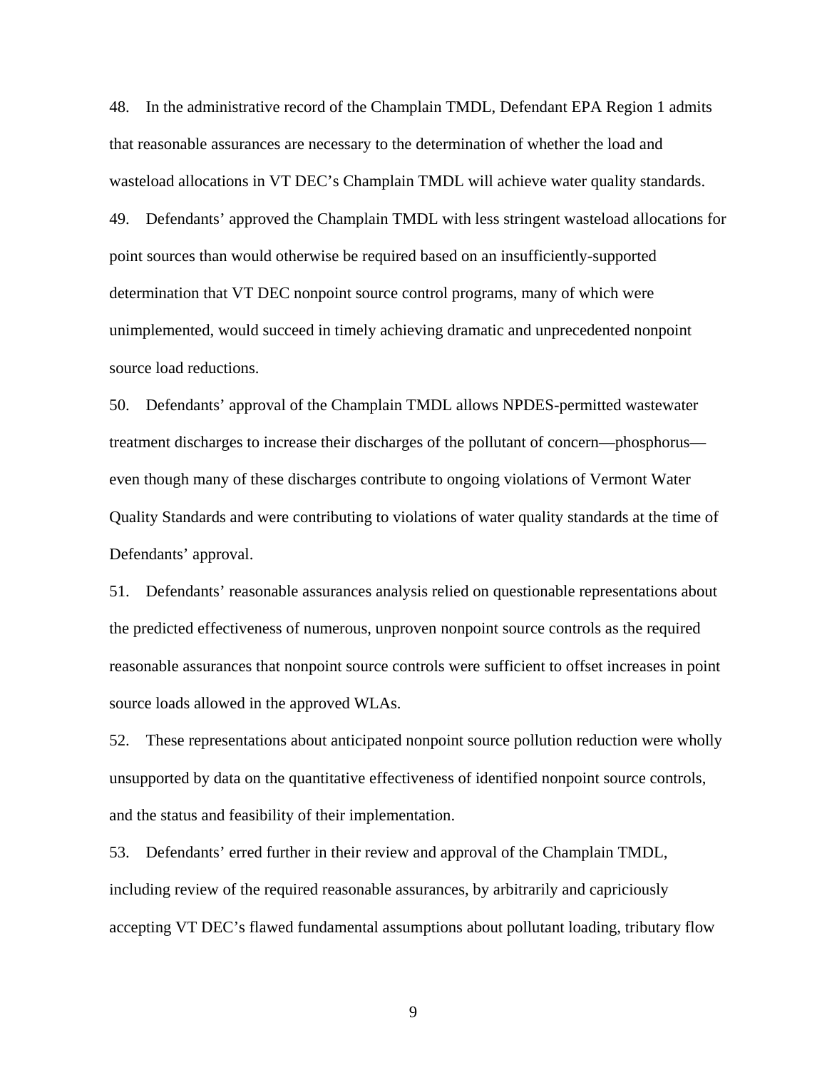48. In the administrative record of the Champlain TMDL, Defendant EPA Region 1 admits that reasonable assurances are necessary to the determination of whether the load and wasteload allocations in VT DEC's Champlain TMDL will achieve water quality standards.

49. Defendants' approved the Champlain TMDL with less stringent wasteload allocations for point sources than would otherwise be required based on an insufficiently-supported determination that VT DEC nonpoint source control programs, many of which were unimplemented, would succeed in timely achieving dramatic and unprecedented nonpoint source load reductions.

50. Defendants' approval of the Champlain TMDL allows NPDES-permitted wastewater treatment discharges to increase their discharges of the pollutant of concern—phosphorus—even though many of these discharges contribute to ongoing violations of Vermont Water Quality Standards and were contributing to violations of water quality standards at the time of Defendants' approval.

51. Defendants' reasonable assurances analysis relied on questionable representations about the predicted effectiveness of numerous, unproven nonpoint source controls as the required reasonable assurances that nonpoint source controls were sufficient to offset increases in point source loads allowed in the approved WLAs.

52. These representations about anticipated nonpoint source pollution reduction were wholly unsupported by data on the quantitative effectiveness of identified nonpoint source controls, and the status and feasibility of their implementation.

53. Defendants' erred further in their review and approval of the Champlain TMDL, including review of the required reasonable assurances, by arbitrarily and capriciously accepting VT DEC's flawed fundamental assumptions about pollutant loading, tributary flow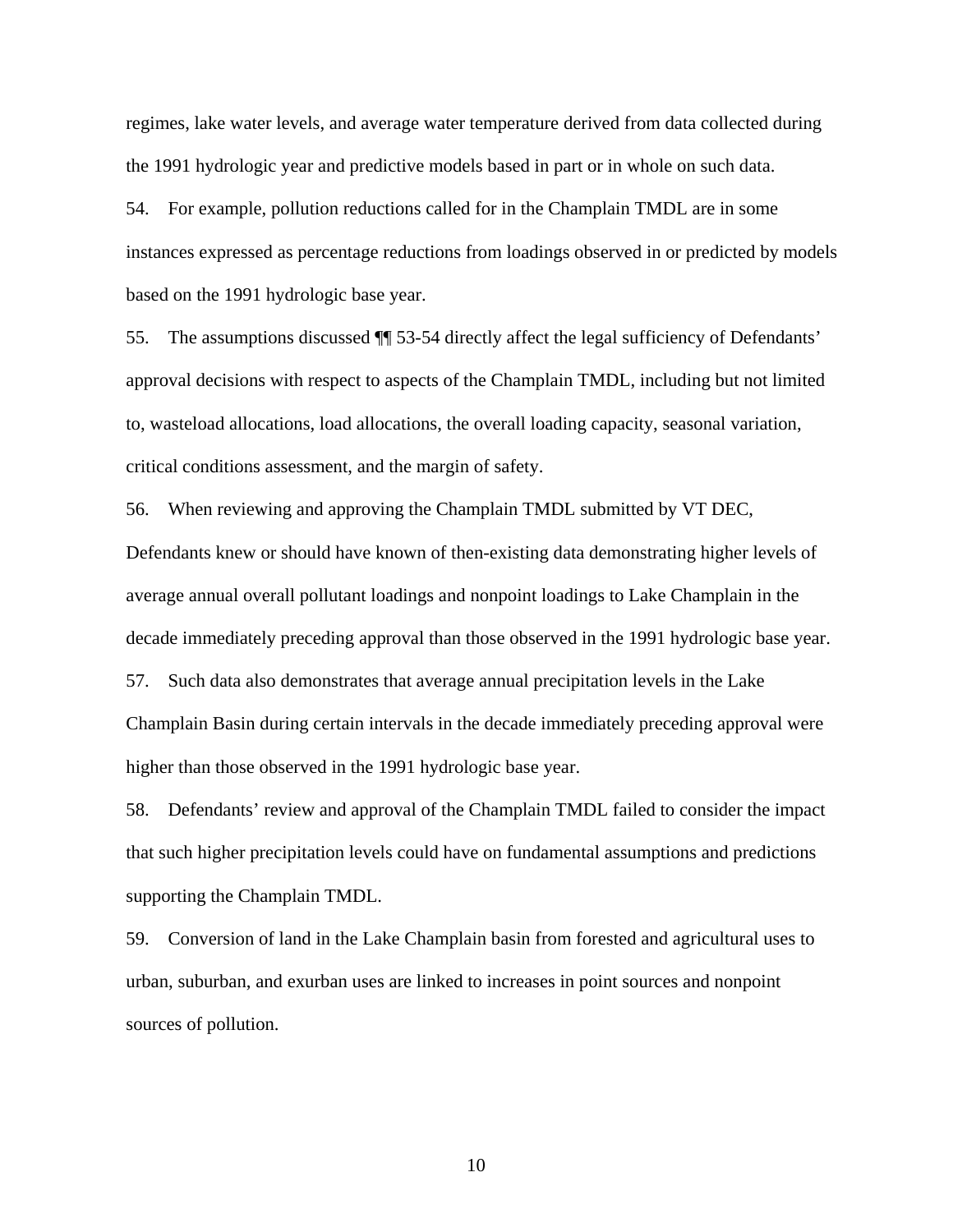regimes, lake water levels, and average water temperature derived from data collected during the 1991 hydrologic year and predictive models based in part or in whole on such data.

54. For example, pollution reductions called for in the Champlain TMDL are in some instances expressed as percentage reductions from loadings observed in or predicted by models based on the 1991 hydrologic base year.

55. The assumptions discussed ¶¶ 53-54 directly affect the legal sufficiency of Defendants' approval decisions with respect to aspects of the Champlain TMDL, including but not limited to, wasteload allocations, load allocations, the overall loading capacity, seasonal variation, critical conditions assessment, and the margin of safety.

56. When reviewing and approving the Champlain TMDL submitted by VT DEC, Defendants knew or should have known of then-existing data demonstrating higher levels of average annual overall pollutant loadings and nonpoint loadings to Lake Champlain in the decade immediately preceding approval than those observed in the 1991 hydrologic base year.

57. Such data also demonstrates that average annual precipitation levels in the Lake Champlain Basin during certain intervals in the decade immediately preceding approval were higher than those observed in the 1991 hydrologic base year.

58. Defendants' review and approval of the Champlain TMDL failed to consider the impact that such higher precipitation levels could have on fundamental assumptions and predictions supporting the Champlain TMDL.

59. Conversion of land in the Lake Champlain basin from forested and agricultural uses to urban, suburban, and exurban uses are linked to increases in point sources and nonpoint sources of pollution.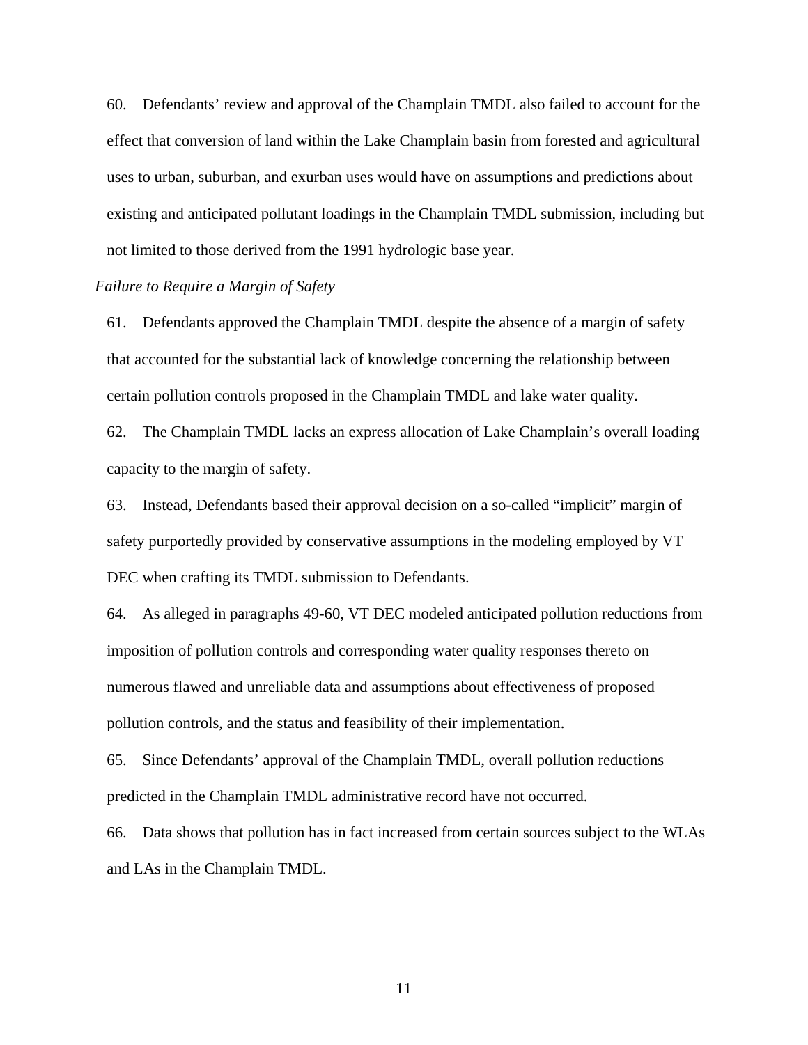60. Defendants' review and approval of the Champlain TMDL also failed to account for the effect that conversion of land within the Lake Champlain basin from forested and agricultural uses to urban, suburban, and exurban uses would have on assumptions and predictions about existing and anticipated pollutant loadings in the Champlain TMDL submission, including but not limited to those derived from the 1991 hydrologic base year.

*Failure to Require a Margin of Safety*

61. Defendants approved the Champlain TMDL despite the absence of a margin of safety that accounted for the substantial lack of knowledge concerning the relationship between certain pollution controls proposed in the Champlain TMDL and lake water quality.

62. The Champlain TMDL lacks an express allocation of Lake Champlain's overall loading capacity to the margin of safety.

63. Instead, Defendants based their approval decision on a so-called "implicit" margin of safety purportedly provided by conservative assumptions in the modeling employed by VT DEC when crafting its TMDL submission to Defendants.

64. As alleged in paragraphs 49-60, VT DEC modeled anticipated pollution reductions from imposition of pollution controls and corresponding water quality responses thereto on numerous flawed and unreliable data and assumptions about effectiveness of proposed pollution controls, and the status and feasibility of their implementation.

65. Since Defendants' approval of the Champlain TMDL, overall pollution reductions predicted in the Champlain TMDL administrative record have not occurred.

66. Data shows that pollution has in fact increased from certain sources subject to the WLAs and LAs in the Champlain TMDL.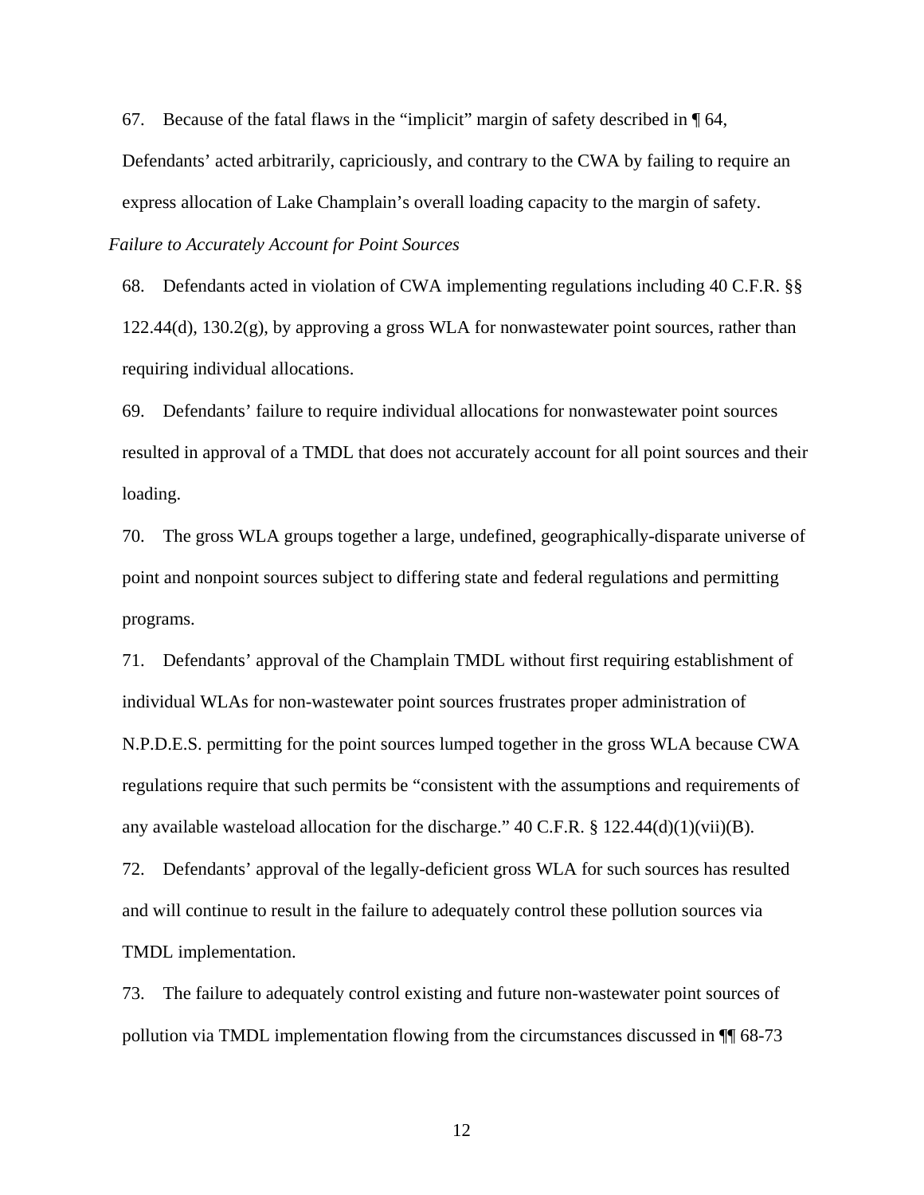67. Because of the fatal flaws in the "implicit" margin of safety described in ¶ 64, Defendants' acted arbitrarily, capriciously, and contrary to the CWA by failing to require an express allocation of Lake Champlain's overall loading capacity to the margin of safety.

*Failure to Accurately Account for Point Sources*

68. Defendants acted in violation of CWA implementing regulations including 40 C.F.R. §§ 122.44(d), 130.2(g), by approving a gross WLA for nonwastewater point sources, rather than requiring individual allocations.

69. Defendants' failure to require individual allocations for nonwastewater point sources resulted in approval of a TMDL that does not accurately account for all point sources and their loading.

70. The gross WLA groups together a large, undefined, geographically-disparate universe of point and nonpoint sources subject to differing state and federal regulations and permitting programs.

71. Defendants' approval of the Champlain TMDL without first requiring establishment of individual WLAs for non-wastewater point sources frustrates proper administration of N.P.D.E.S. permitting for the point sources lumped together in the gross WLA because CWA regulations require that such permits be "consistent with the assumptions and requirements of any available wasteload allocation for the discharge." 40 C.F.R. § 122.44(d)(1)(vii)(B).

72. Defendants' approval of the legally-deficient gross WLA for such sources has resulted and will continue to result in the failure to adequately control these pollution sources via TMDL implementation.

73. The failure to adequately control existing and future non-wastewater point sources of pollution via TMDL implementation flowing from the circumstances discussed in ¶¶ 68-73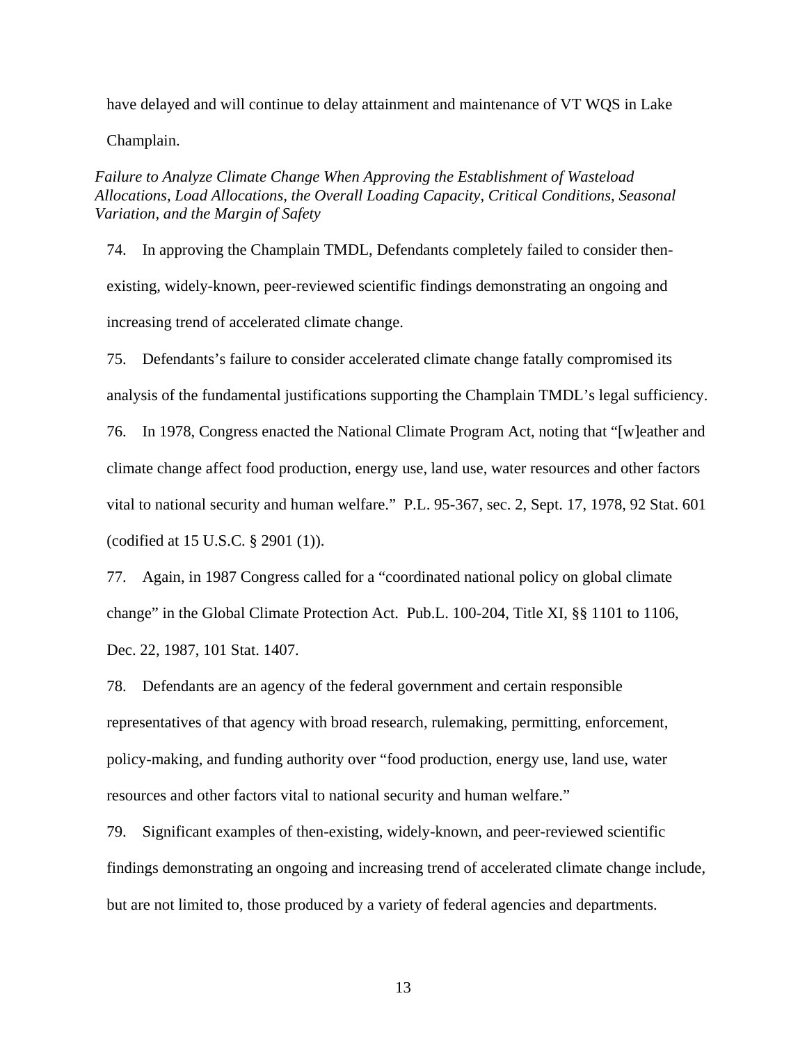have delayed and will continue to delay attainment and maintenance of VT WQS in Lake Champlain.

*Failure to Analyze Climate Change When Approving the Establishment of Wasteload Allocations, Load Allocations, the Overall Loading Capacity, Critical Conditions, Seasonal Variation, and the Margin of Safety*

74. In approving the Champlain TMDL, Defendants completely failed to consider then-existing, widely-known, peer-reviewed scientific findings demonstrating an ongoing and increasing trend of accelerated climate change.

75. Defendants's failure to consider accelerated climate change fatally compromised its analysis of the fundamental justifications supporting the Champlain TMDL's legal sufficiency.

76. In 1978, Congress enacted the National Climate Program Act, noting that "[w]eather and climate change affect food production, energy use, land use, water resources and other factors vital to national security and human welfare." P.L. 95-367, sec. 2, Sept. 17, 1978, 92 Stat. 601 (codified at 15 U.S.C. § 2901 (1)).

77. Again, in 1987 Congress called for a "coordinated national policy on global climate change" in the Global Climate Protection Act. Pub.L. 100-204, Title XI, §§ 1101 to 1106, Dec. 22, 1987, 101 Stat. 1407.

78. Defendants are an agency of the federal government and certain responsible representatives of that agency with broad research, rulemaking, permitting, enforcement, policy-making, and funding authority over "food production, energy use, land use, water resources and other factors vital to national security and human welfare."

79. Significant examples of then-existing, widely-known, and peer-reviewed scientific findings demonstrating an ongoing and increasing trend of accelerated climate change include, but are not limited to, those produced by a variety of federal agencies and departments.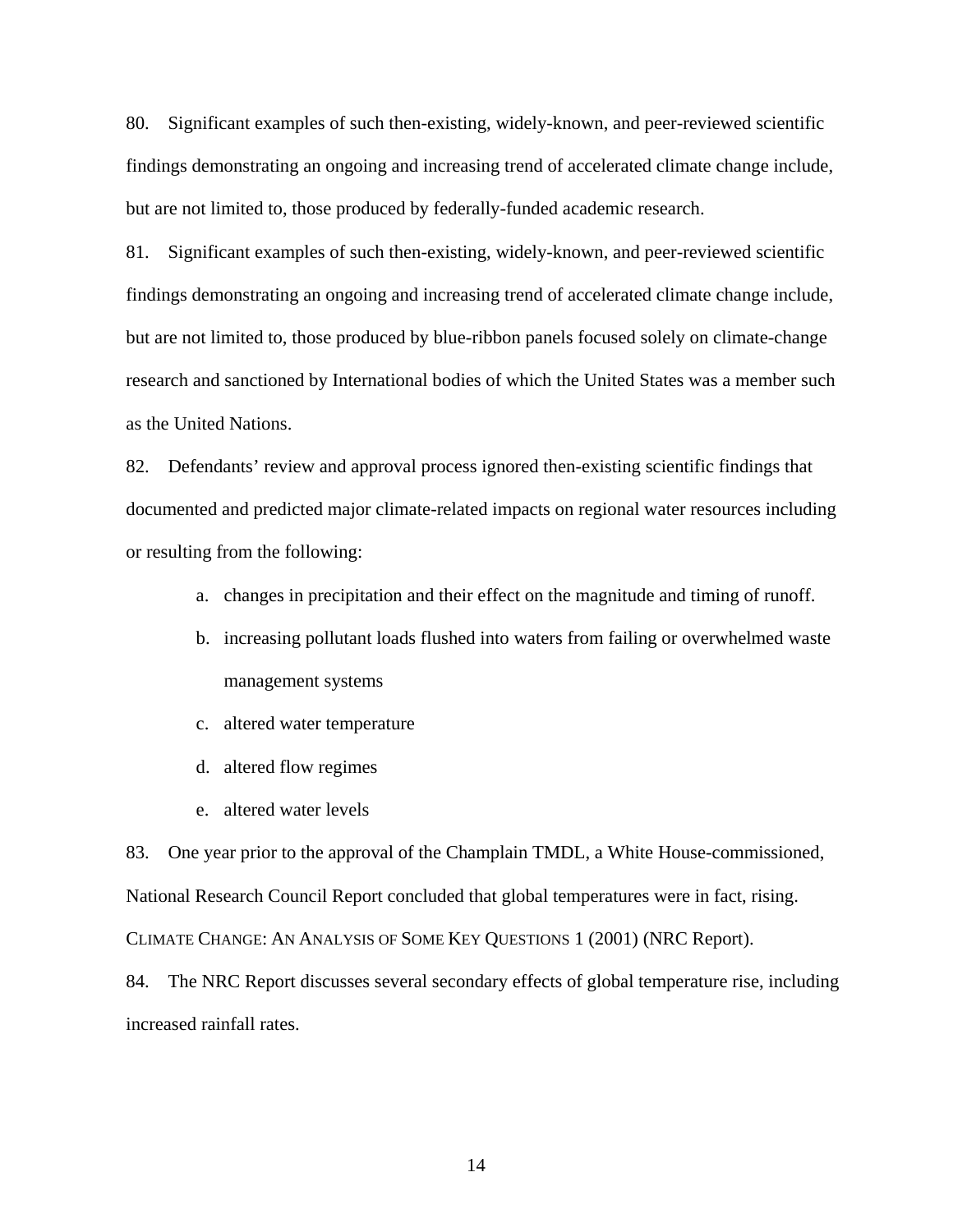80. Significant examples of such then-existing, widely-known, and peer-reviewed scientific findings demonstrating an ongoing and increasing trend of accelerated climate change include, but are not limited to, those produced by federally-funded academic research.

81. Significant examples of such then-existing, widely-known, and peer-reviewed scientific findings demonstrating an ongoing and increasing trend of accelerated climate change include, but are not limited to, those produced by blue-ribbon panels focused solely on climate-change research and sanctioned by International bodies of which the United States was a member such as the United Nations.

82. Defendants' review and approval process ignored then-existing scientific findings that documented and predicted major climate-related impacts on regional water resources including or resulting from the following:

a. changes in precipitation and their effect on the magnitude and timing of runoff.

b. increasing pollutant loads flushed into waters from failing or overwhelmed waste management systems

c. altered water temperature

d. altered flow regimes

e. altered water levels

83. One year prior to the approval of the Champlain TMDL, a White House-commissioned, National Research Council Report concluded that global temperatures were in fact, rising. CLIMATE CHANGE: AN ANALYSIS OF SOME KEY QUESTIONS 1 (2001) (NRC Report).

84. The NRC Report discusses several secondary effects of global temperature rise, including increased rainfall rates.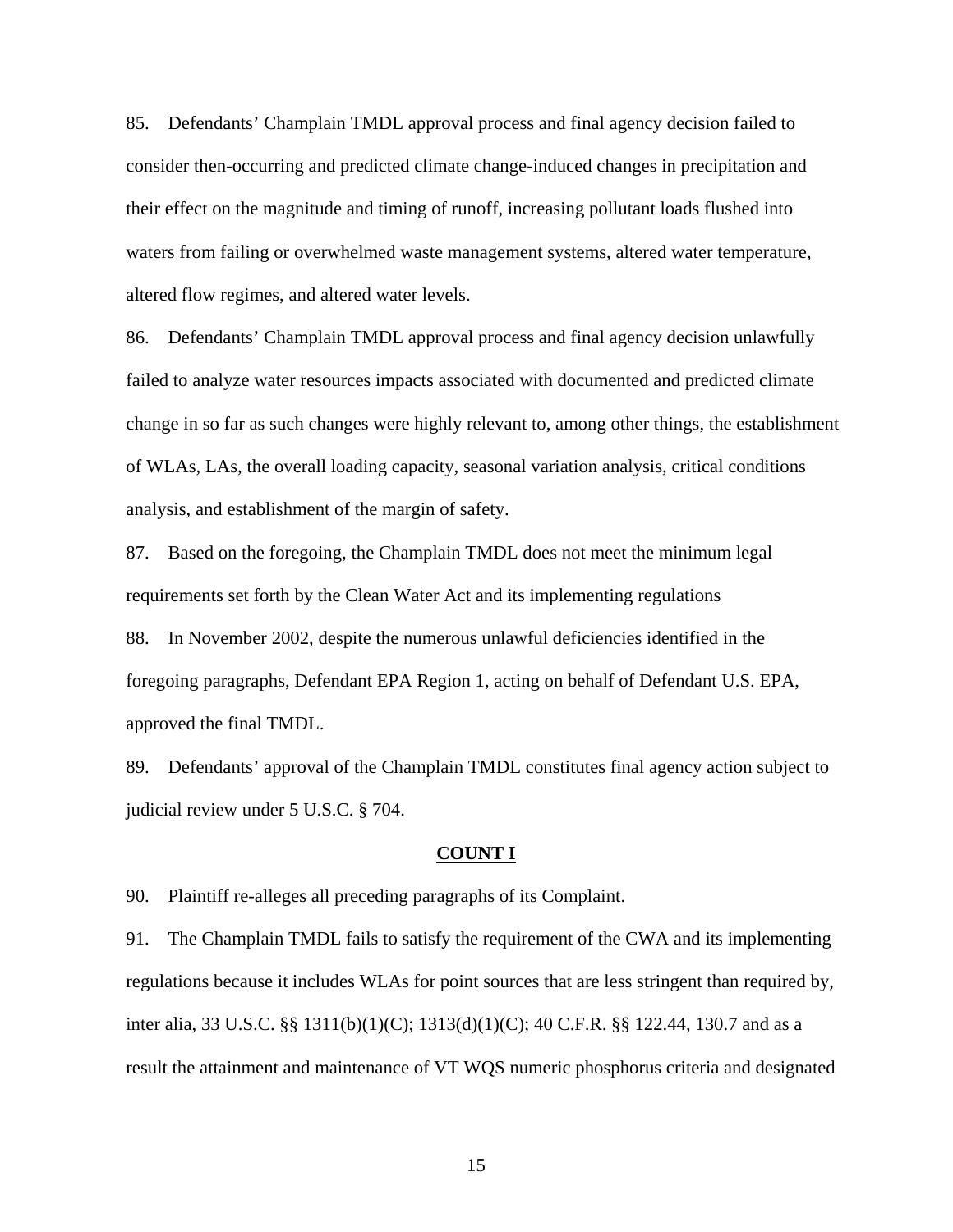85. Defendants' Champlain TMDL approval process and final agency decision failed to consider then-occurring and predicted climate change-induced changes in precipitation and their effect on the magnitude and timing of runoff, increasing pollutant loads flushed into waters from failing or overwhelmed waste management systems, altered water temperature, altered flow regimes, and altered water levels.

86. Defendants' Champlain TMDL approval process and final agency decision unlawfully failed to analyze water resources impacts associated with documented and predicted climate change in so far as such changes were highly relevant to, among other things, the establishment of WLAs, LAs, the overall loading capacity, seasonal variation analysis, critical conditions analysis, and establishment of the margin of safety.

87. Based on the foregoing, the Champlain TMDL does not meet the minimum legal requirements set forth by the Clean Water Act and its implementing regulations

88. In November 2002, despite the numerous unlawful deficiencies identified in the foregoing paragraphs, Defendant EPA Region 1, acting on behalf of Defendant U.S. EPA, approved the final TMDL.

89. Defendants' approval of the Champlain TMDL constitutes final agency action subject to judicial review under 5 U.S.C. § 704.

**COUNT I**

90. Plaintiff re-alleges all preceding paragraphs of its Complaint.

91. The Champlain TMDL fails to satisfy the requirement of the CWA and its implementing regulations because it includes WLAs for point sources that are less stringent than required by, inter alia, 33 U.S.C. §§ 1311(b)(1)(C); 1313(d)(1)(C); 40 C.F.R. §§ 122.44, 130.7 and as a result the attainment and maintenance of VT WQS numeric phosphorus criteria and designated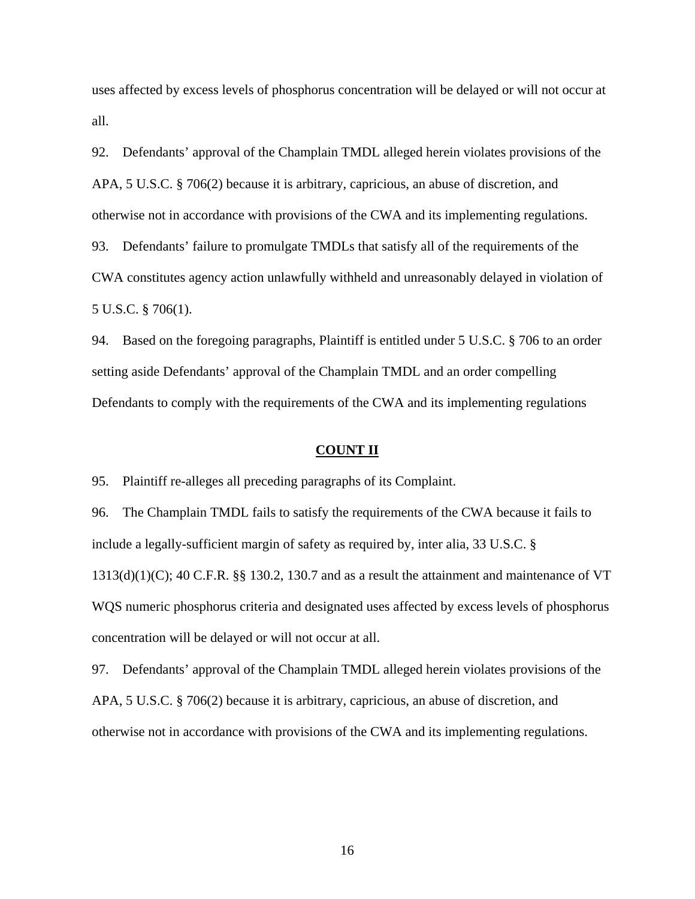uses affected by excess levels of phosphorus concentration will be delayed or will not occur at all.

92. Defendants' approval of the Champlain TMDL alleged herein violates provisions of the APA, 5 U.S.C. § 706(2) because it is arbitrary, capricious, an abuse of discretion, and otherwise not in accordance with provisions of the CWA and its implementing regulations.

93. Defendants' failure to promulgate TMDLs that satisfy all of the requirements of the CWA constitutes agency action unlawfully withheld and unreasonably delayed in violation of 5 U.S.C. § 706(1).

94. Based on the foregoing paragraphs, Plaintiff is entitled under 5 U.S.C. § 706 to an order setting aside Defendants' approval of the Champlain TMDL and an order compelling Defendants to comply with the requirements of the CWA and its implementing regulations

## COUNT II

95. Plaintiff re-alleges all preceding paragraphs of its Complaint.

96. The Champlain TMDL fails to satisfy the requirements of the CWA because it fails to include a legally-sufficient margin of safety as required by, inter alia, 33 U.S.C. § 1313(d)(1)(C); 40 C.F.R. §§ 130.2, 130.7 and as a result the attainment and maintenance of VT WQS numeric phosphorus criteria and designated uses affected by excess levels of phosphorus concentration will be delayed or will not occur at all.

97. Defendants' approval of the Champlain TMDL alleged herein violates provisions of the APA, 5 U.S.C. § 706(2) because it is arbitrary, capricious, an abuse of discretion, and otherwise not in accordance with provisions of the CWA and its implementing regulations.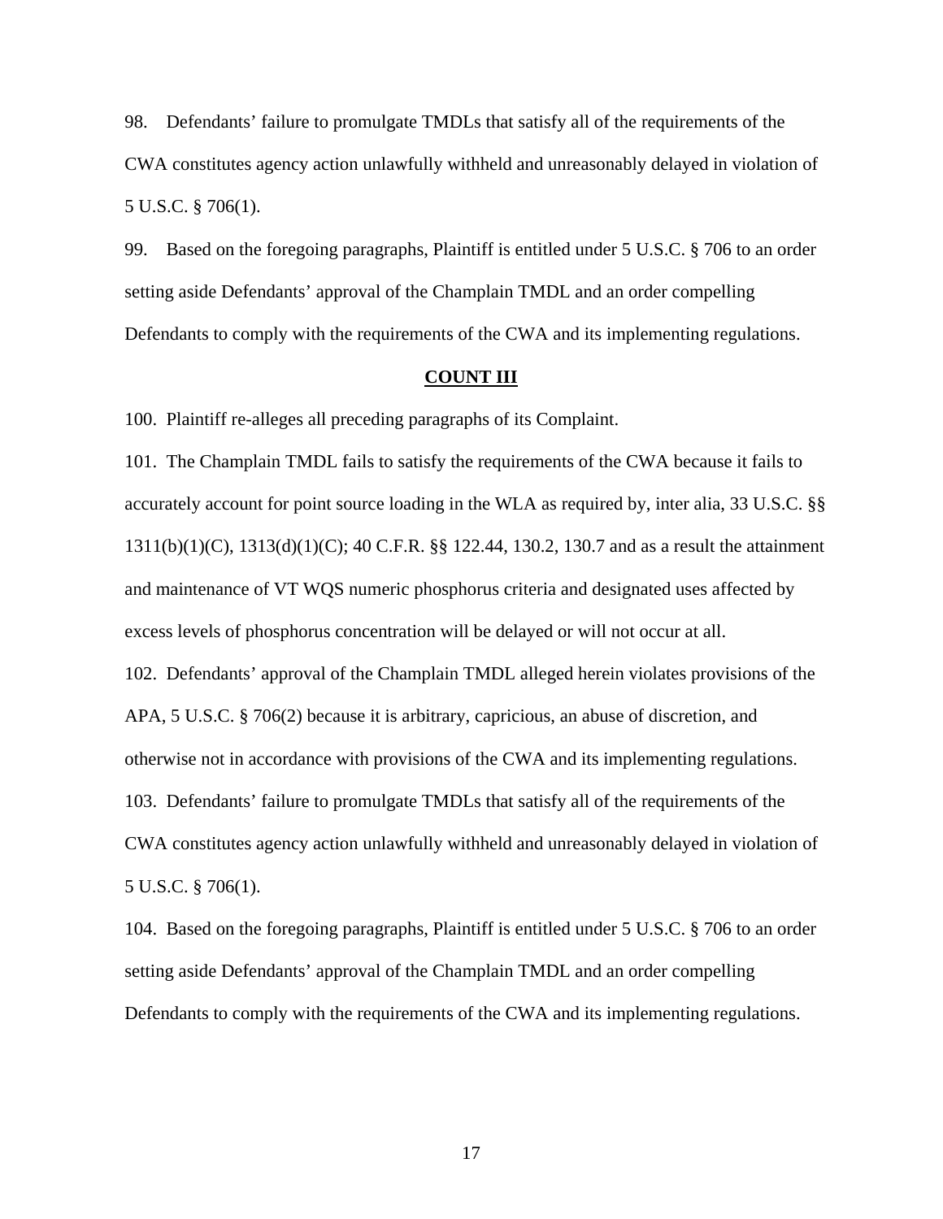98. Defendants' failure to promulgate TMDLs that satisfy all of the requirements of the CWA constitutes agency action unlawfully withheld and unreasonably delayed in violation of 5 U.S.C. § 706(1).

99. Based on the foregoing paragraphs, Plaintiff is entitled under 5 U.S.C. § 706 to an order setting aside Defendants' approval of the Champlain TMDL and an order compelling Defendants to comply with the requirements of the CWA and its implementing regulations.

## COUNT III

100. Plaintiff re-alleges all preceding paragraphs of its Complaint.

101. The Champlain TMDL fails to satisfy the requirements of the CWA because it fails to accurately account for point source loading in the WLA as required by, inter alia, 33 U.S.C. §§ 1311(b)(1)(C), 1313(d)(1)(C); 40 C.F.R. §§ 122.44, 130.2, 130.7 and as a result the attainment and maintenance of VT WQS numeric phosphorus criteria and designated uses affected by excess levels of phosphorus concentration will be delayed or will not occur at all.

102. Defendants' approval of the Champlain TMDL alleged herein violates provisions of the APA, 5 U.S.C. § 706(2) because it is arbitrary, capricious, an abuse of discretion, and otherwise not in accordance with provisions of the CWA and its implementing regulations.

103. Defendants' failure to promulgate TMDLs that satisfy all of the requirements of the CWA constitutes agency action unlawfully withheld and unreasonably delayed in violation of 5 U.S.C. § 706(1).

104. Based on the foregoing paragraphs, Plaintiff is entitled under 5 U.S.C. § 706 to an order setting aside Defendants' approval of the Champlain TMDL and an order compelling Defendants to comply with the requirements of the CWA and its implementing regulations.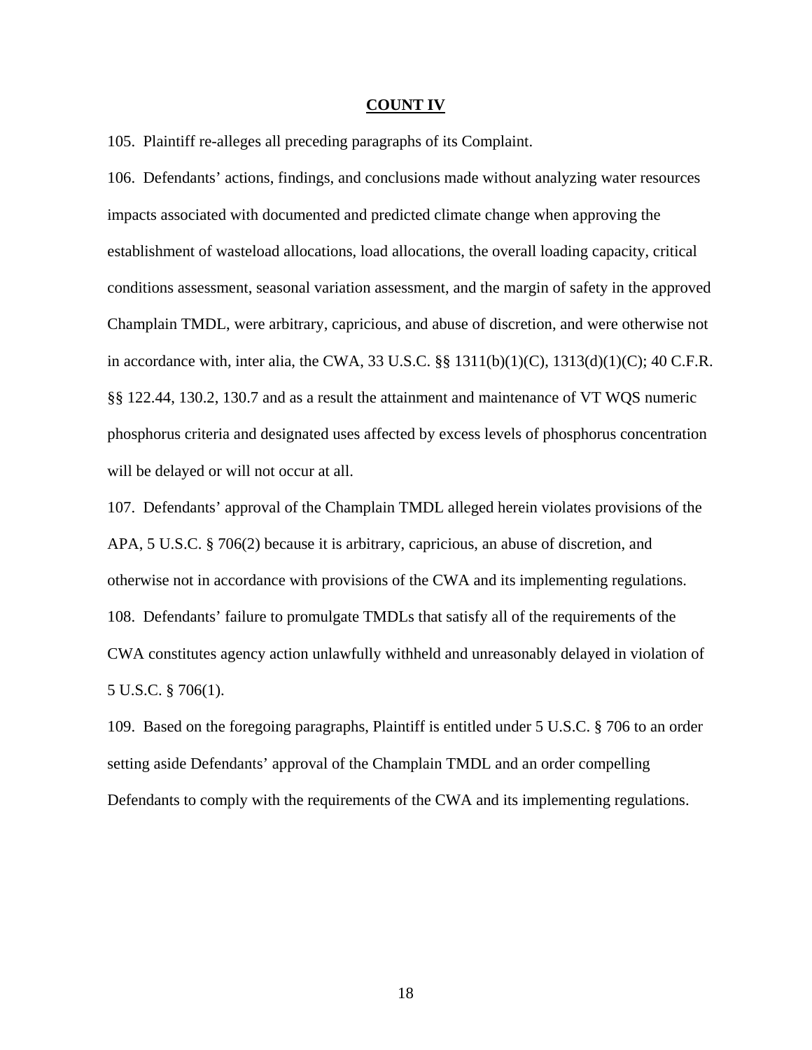**COUNT IV**

105. Plaintiff re-alleges all preceding paragraphs of its Complaint.

106. Defendants' actions, findings, and conclusions made without analyzing water resources impacts associated with documented and predicted climate change when approving the establishment of wasteload allocations, load allocations, the overall loading capacity, critical conditions assessment, seasonal variation assessment, and the margin of safety in the approved Champlain TMDL, were arbitrary, capricious, and abuse of discretion, and were otherwise not in accordance with, inter alia, the CWA, 33 U.S.C. §§ 1311(b)(1)(C), 1313(d)(1)(C); 40 C.F.R. §§ 122.44, 130.2, 130.7 and as a result the attainment and maintenance of VT WQS numeric phosphorus criteria and designated uses affected by excess levels of phosphorus concentration will be delayed or will not occur at all.

107. Defendants' approval of the Champlain TMDL alleged herein violates provisions of the APA, 5 U.S.C. § 706(2) because it is arbitrary, capricious, an abuse of discretion, and otherwise not in accordance with provisions of the CWA and its implementing regulations.

108. Defendants' failure to promulgate TMDLs that satisfy all of the requirements of the CWA constitutes agency action unlawfully withheld and unreasonably delayed in violation of 5 U.S.C. § 706(1).

109. Based on the foregoing paragraphs, Plaintiff is entitled under 5 U.S.C. § 706 to an order setting aside Defendants' approval of the Champlain TMDL and an order compelling Defendants to comply with the requirements of the CWA and its implementing regulations.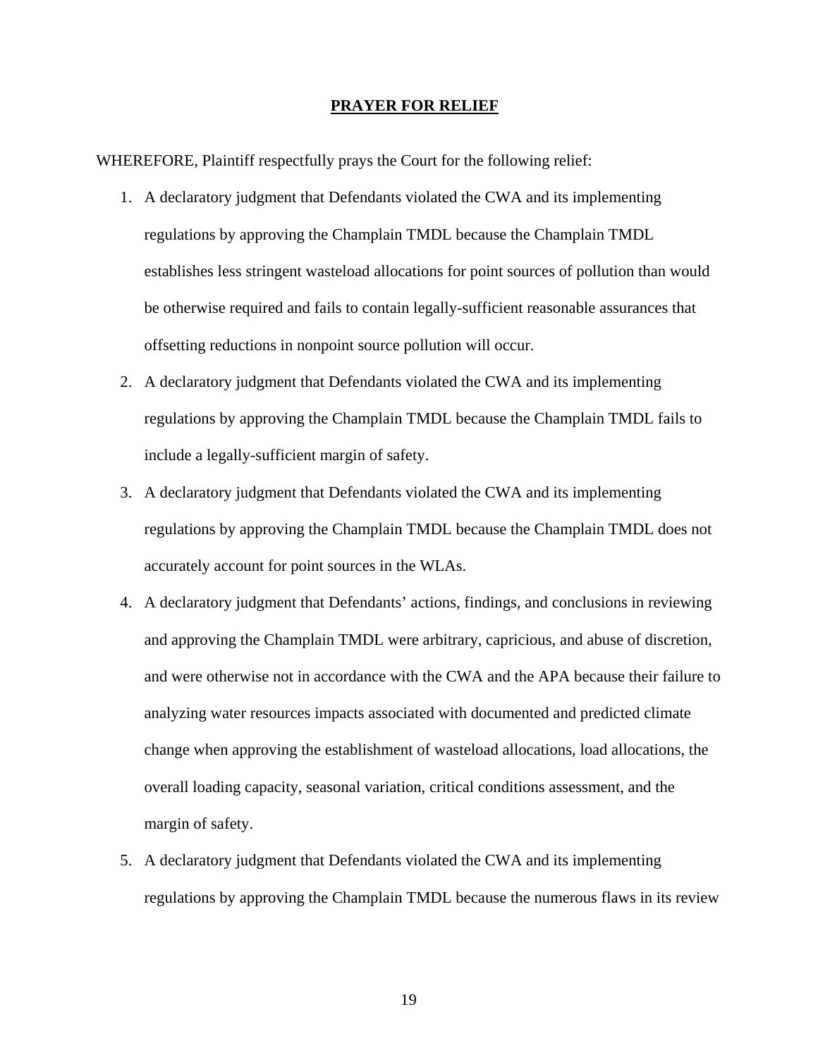## PRAYER FOR RELIEF

WHEREFORE, Plaintiff respectfully prays the Court for the following relief:

1. A declaratory judgment that Defendants violated the CWA and its implementing regulations by approving the Champlain TMDL because the Champlain TMDL establishes less stringent wasteload allocations for point sources of pollution than would be otherwise required and fails to contain legally-sufficient reasonable assurances that offsetting reductions in nonpoint source pollution will occur.
2. A declaratory judgment that Defendants violated the CWA and its implementing regulations by approving the Champlain TMDL because the Champlain TMDL fails to include a legally-sufficient margin of safety.
3. A declaratory judgment that Defendants violated the CWA and its implementing regulations by approving the Champlain TMDL because the Champlain TMDL does not accurately account for point sources in the WLAs.
4. A declaratory judgment that Defendants' actions, findings, and conclusions in reviewing and approving the Champlain TMDL were arbitrary, capricious, and abuse of discretion, and were otherwise not in accordance with the CWA and the APA because their failure to analyzing water resources impacts associated with documented and predicted climate change when approving the establishment of wasteload allocations, load allocations, the overall loading capacity, seasonal variation, critical conditions assessment, and the margin of safety.
5. A declaratory judgment that Defendants violated the CWA and its implementing regulations by approving the Champlain TMDL because the numerous flaws in its review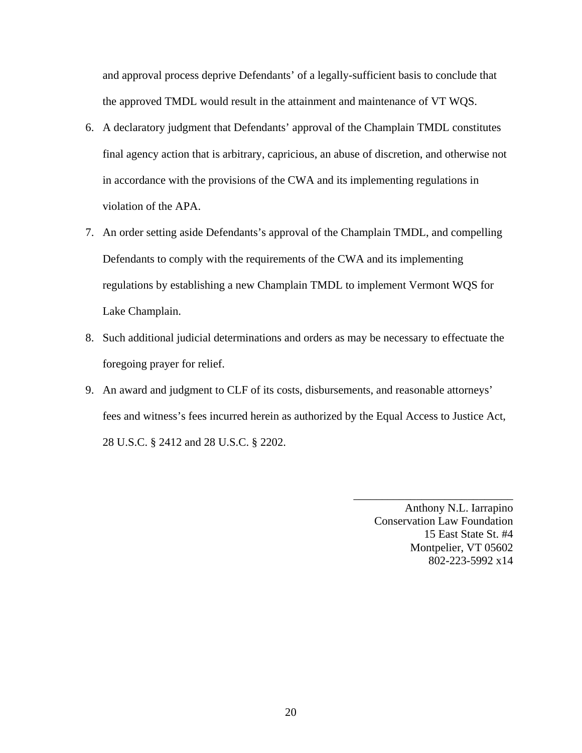and approval process deprive Defendants' of a legally-sufficient basis to conclude that the approved TMDL would result in the attainment and maintenance of VT WQS.

6. A declaratory judgment that Defendants' approval of the Champlain TMDL constitutes final agency action that is arbitrary, capricious, an abuse of discretion, and otherwise not in accordance with the provisions of the CWA and its implementing regulations in violation of the APA.
7. An order setting aside Defendants's approval of the Champlain TMDL, and compelling Defendants to comply with the requirements of the CWA and its implementing regulations by establishing a new Champlain TMDL to implement Vermont WQS for Lake Champlain.
8. Such additional judicial determinations and orders as may be necessary to effectuate the foregoing prayer for relief.
9. An award and judgment to CLF of its costs, disbursements, and reasonable attorneys' fees and witness's fees incurred herein as authorized by the Equal Access to Justice Act, 28 U.S.C. § 2412 and 28 U.S.C. § 2202.

\_\_\_\_\_\_\_\_\_\_\_\_\_\_\_\_\_\_\_\_\_\_\_\_\_\_\_\_

Anthony N.L. Iarrapino
Conservation Law Foundation
15 East State St. #4
Montpelier, VT 05602
802-223-5992 x14